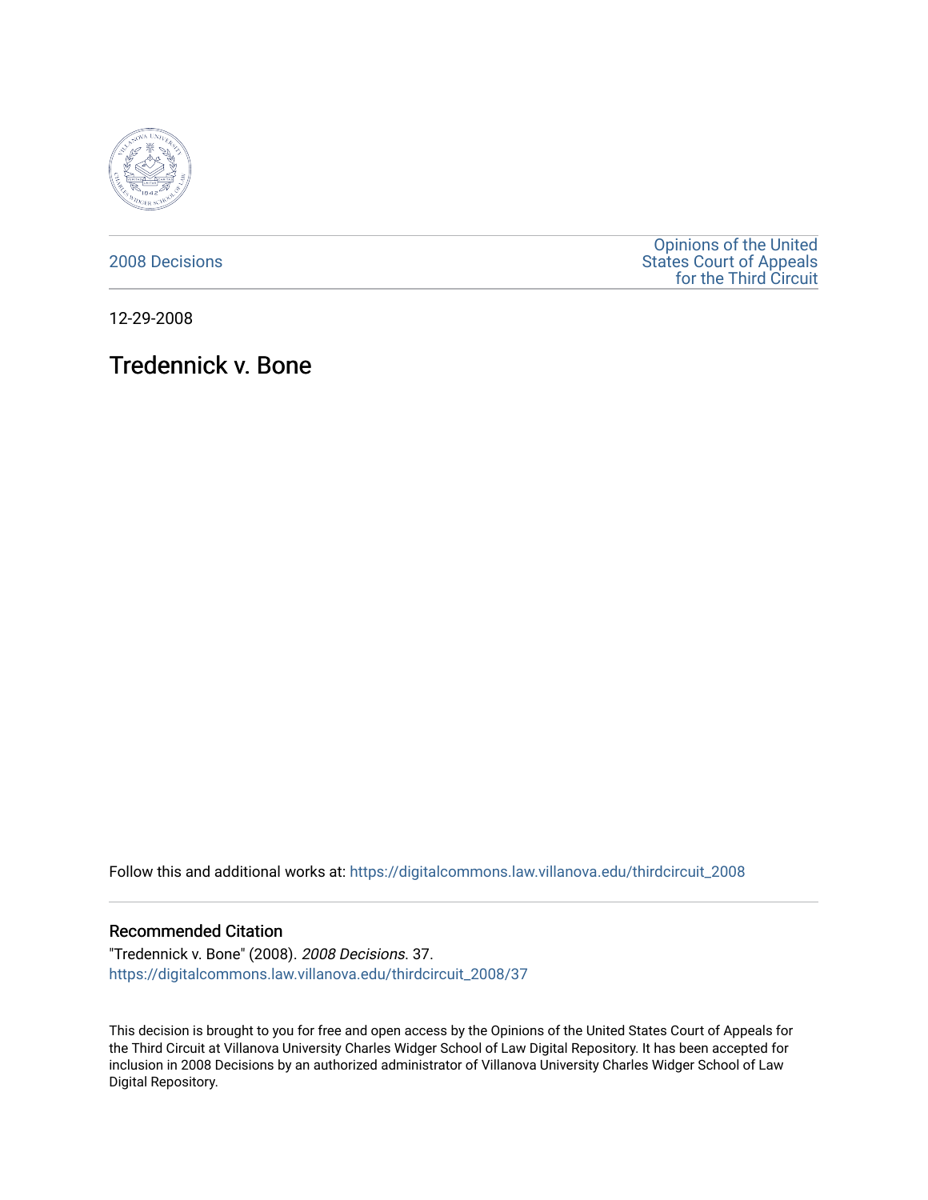2008 Decisions

Opinions of the United States Court of Appeals for the Third Circuit

12-29-2008

# Tredennick v. Bone

Follow this and additional works at: https://digitalcommons.law.villanova.edu/thirdcircuit_2008

## Recommended Citation

"Tredennick v. Bone" (2008). *2008 Decisions*. 37.
https://digitalcommons.law.villanova.edu/thirdcircuit_2008/37

This decision is brought to you for free and open access by the Opinions of the United States Court of Appeals for the Third Circuit at Villanova University Charles Widger School of Law Digital Repository. It has been accepted for inclusion in 2008 Decisions by an authorized administrator of Villanova University Charles Widger School of Law Digital Repository.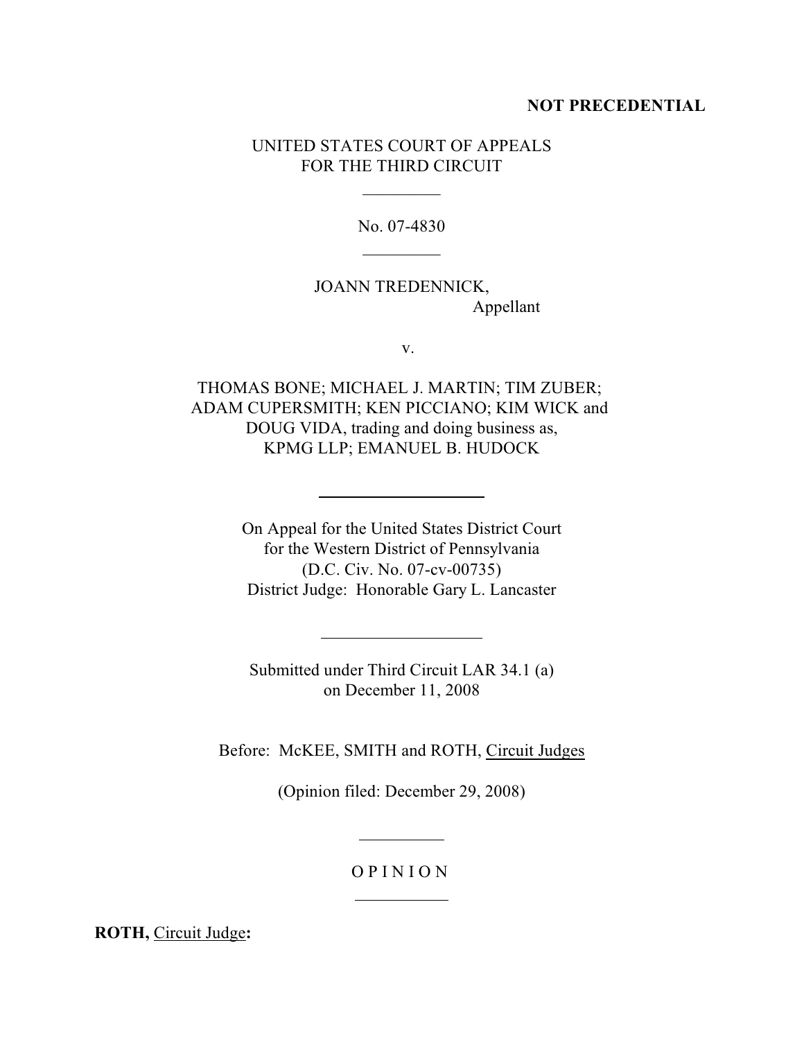**NOT PRECEDENTIAL**

UNITED STATES COURT OF APPEALS
FOR THE THIRD CIRCUIT

---

No. 07-4830

---

JOANN TREDENNICK,
Appellant

v.

THOMAS BONE; MICHAEL J. MARTIN; TIM ZUBER; ADAM CUPERSMITH; KEN PICCIANO; KIM WICK and DOUG VIDA, trading and doing business as, KPMG LLP; EMANUEL B. HUDOCK

---

On Appeal for the United States District Court
for the Western District of Pennsylvania
(D.C. Civ. No. 07-cv-00735)
District Judge: Honorable Gary L. Lancaster

---

Submitted under Third Circuit LAR 34.1 (a)
on December 11, 2008

Before: McKEE, SMITH and ROTH, Circuit Judges

(Opinion filed: December 29, 2008)

---

O P I N I O N

---

**ROTH,** Circuit Judge**:**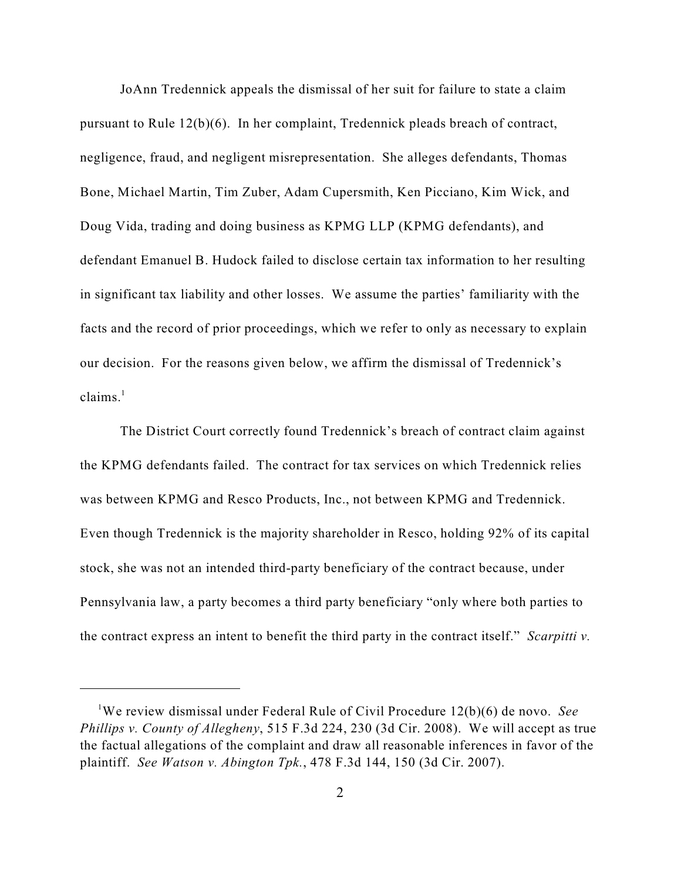JoAnn Tredennick appeals the dismissal of her suit for failure to state a claim pursuant to Rule 12(b)(6). In her complaint, Tredennick pleads breach of contract, negligence, fraud, and negligent misrepresentation. She alleges defendants, Thomas Bone, Michael Martin, Tim Zuber, Adam Cupersmith, Ken Picciano, Kim Wick, and Doug Vida, trading and doing business as KPMG LLP (KPMG defendants), and defendant Emanuel B. Hudock failed to disclose certain tax information to her resulting in significant tax liability and other losses. We assume the parties' familiarity with the facts and the record of prior proceedings, which we refer to only as necessary to explain our decision. For the reasons given below, we affirm the dismissal of Tredennick's claims.[1]

The District Court correctly found Tredennick's breach of contract claim against the KPMG defendants failed. The contract for tax services on which Tredennick relies was between KPMG and Resco Products, Inc., not between KPMG and Tredennick. Even though Tredennick is the majority shareholder in Resco, holding 92% of its capital stock, she was not an intended third-party beneficiary of the contract because, under Pennsylvania law, a party becomes a third party beneficiary "only where both parties to the contract express an intent to benefit the third party in the contract itself." *Scarpitti v.*

---

[1] We review dismissal under Federal Rule of Civil Procedure 12(b)(6) de novo. *See Phillips v. County of Allegheny*, 515 F.3d 224, 230 (3d Cir. 2008). We will accept as true the factual allegations of the complaint and draw all reasonable inferences in favor of the plaintiff. *See Watson v. Abington Tpk.*, 478 F.3d 144, 150 (3d Cir. 2007).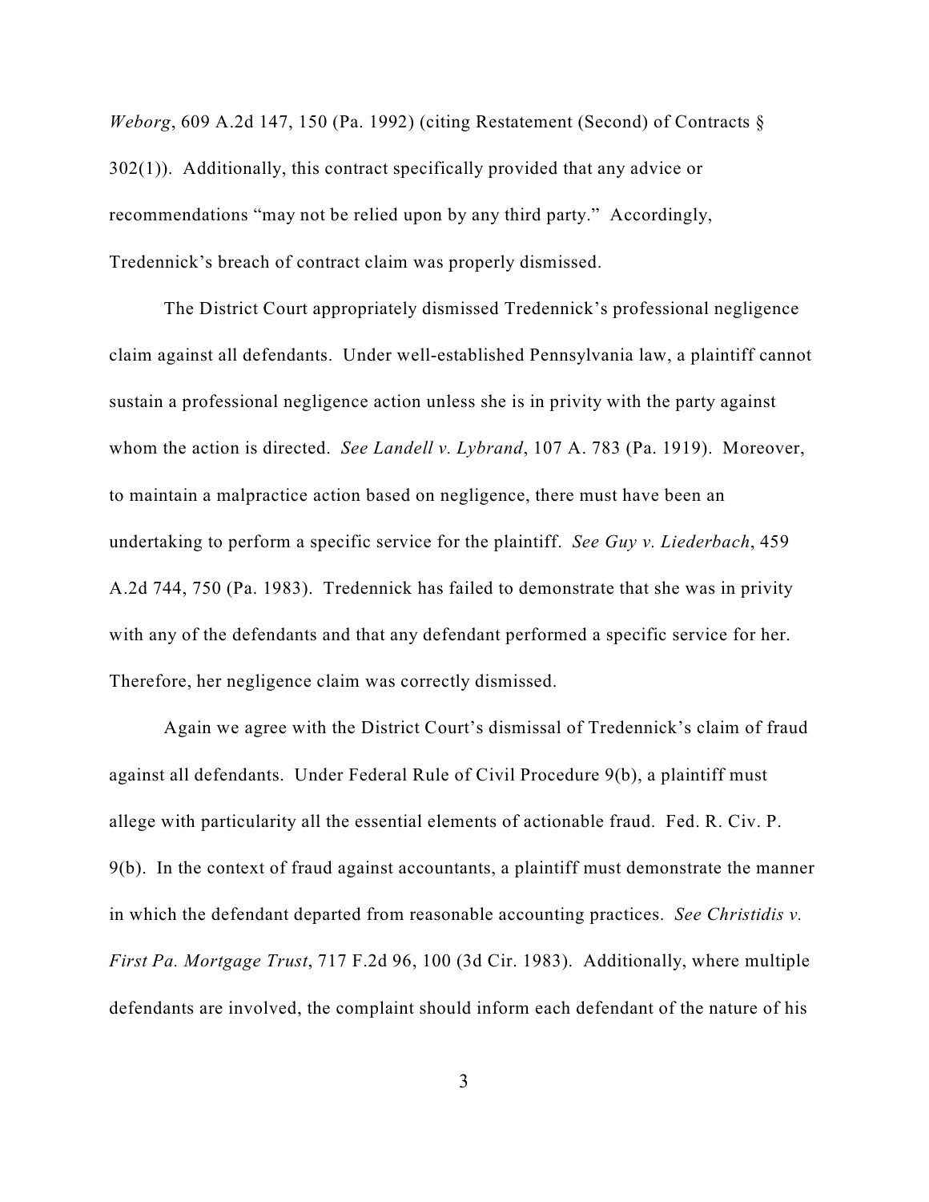*Weborg*, 609 A.2d 147, 150 (Pa. 1992) (citing Restatement (Second) of Contracts § 302(1)). Additionally, this contract specifically provided that any advice or recommendations "may not be relied upon by any third party." Accordingly, Tredennick's breach of contract claim was properly dismissed.

The District Court appropriately dismissed Tredennick's professional negligence claim against all defendants. Under well-established Pennsylvania law, a plaintiff cannot sustain a professional negligence action unless she is in privity with the party against whom the action is directed. *See Landell v. Lybrand*, 107 A. 783 (Pa. 1919). Moreover, to maintain a malpractice action based on negligence, there must have been an undertaking to perform a specific service for the plaintiff. *See Guy v. Liederbach*, 459 A.2d 744, 750 (Pa. 1983). Tredennick has failed to demonstrate that she was in privity with any of the defendants and that any defendant performed a specific service for her. Therefore, her negligence claim was correctly dismissed.

Again we agree with the District Court's dismissal of Tredennick's claim of fraud against all defendants. Under Federal Rule of Civil Procedure 9(b), a plaintiff must allege with particularity all the essential elements of actionable fraud. Fed. R. Civ. P. 9(b). In the context of fraud against accountants, a plaintiff must demonstrate the manner in which the defendant departed from reasonable accounting practices. *See Christidis v. First Pa. Mortgage Trust*, 717 F.2d 96, 100 (3d Cir. 1983). Additionally, where multiple defendants are involved, the complaint should inform each defendant of the nature of his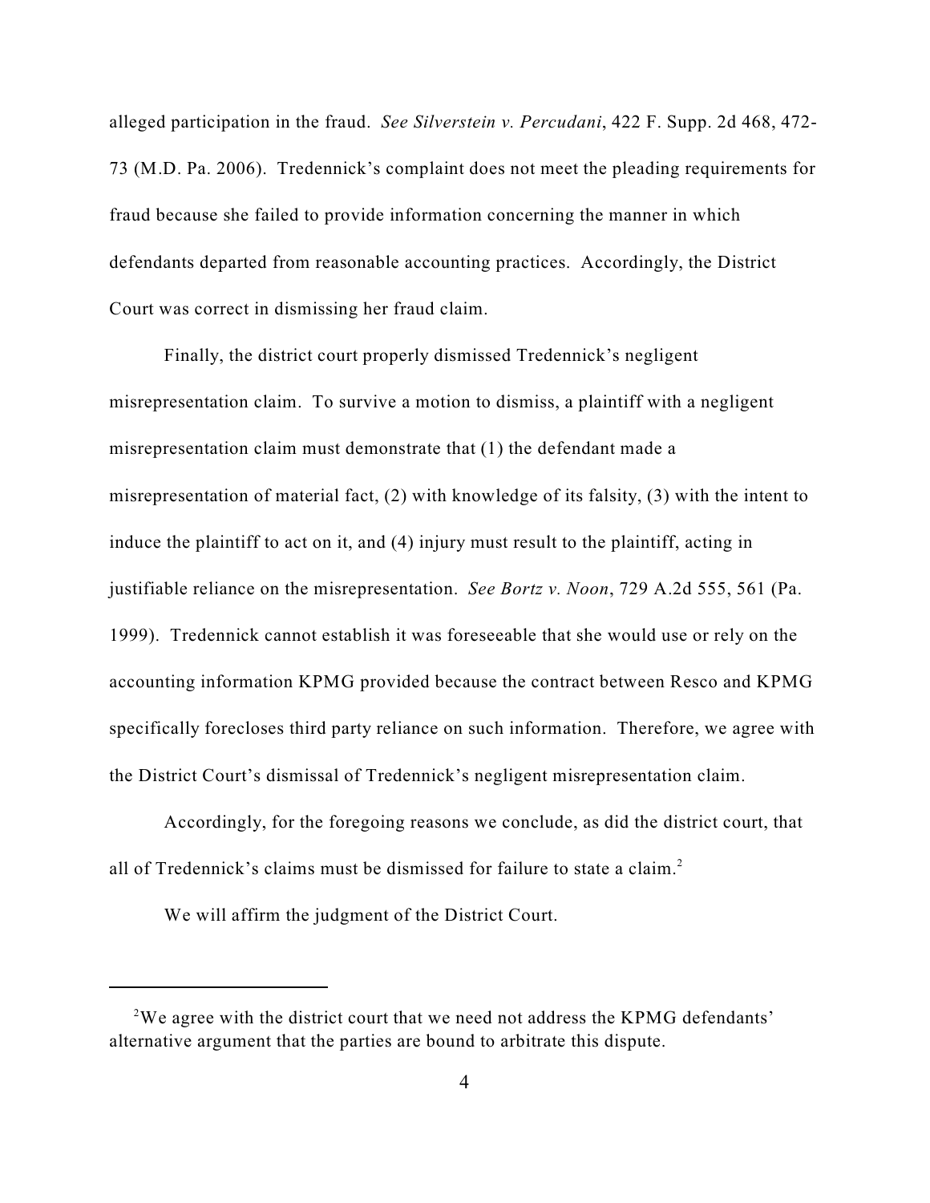alleged participation in the fraud. *See Silverstein v. Percudani*, 422 F. Supp. 2d 468, 472-73 (M.D. Pa. 2006). Tredennick's complaint does not meet the pleading requirements for fraud because she failed to provide information concerning the manner in which defendants departed from reasonable accounting practices. Accordingly, the District Court was correct in dismissing her fraud claim.

Finally, the district court properly dismissed Tredennick's negligent misrepresentation claim. To survive a motion to dismiss, a plaintiff with a negligent misrepresentation claim must demonstrate that (1) the defendant made a misrepresentation of material fact, (2) with knowledge of its falsity, (3) with the intent to induce the plaintiff to act on it, and (4) injury must result to the plaintiff, acting in justifiable reliance on the misrepresentation. *See Bortz v. Noon*, 729 A.2d 555, 561 (Pa. 1999). Tredennick cannot establish it was foreseeable that she would use or rely on the accounting information KPMG provided because the contract between Resco and KPMG specifically forecloses third party reliance on such information. Therefore, we agree with the District Court's dismissal of Tredennick's negligent misrepresentation claim.

Accordingly, for the foregoing reasons we conclude, as did the district court, that all of Tredennick's claims must be dismissed for failure to state a claim.[2]

We will affirm the judgment of the District Court.

---

[2] We agree with the district court that we need not address the KPMG defendants' alternative argument that the parties are bound to arbitrate this dispute.